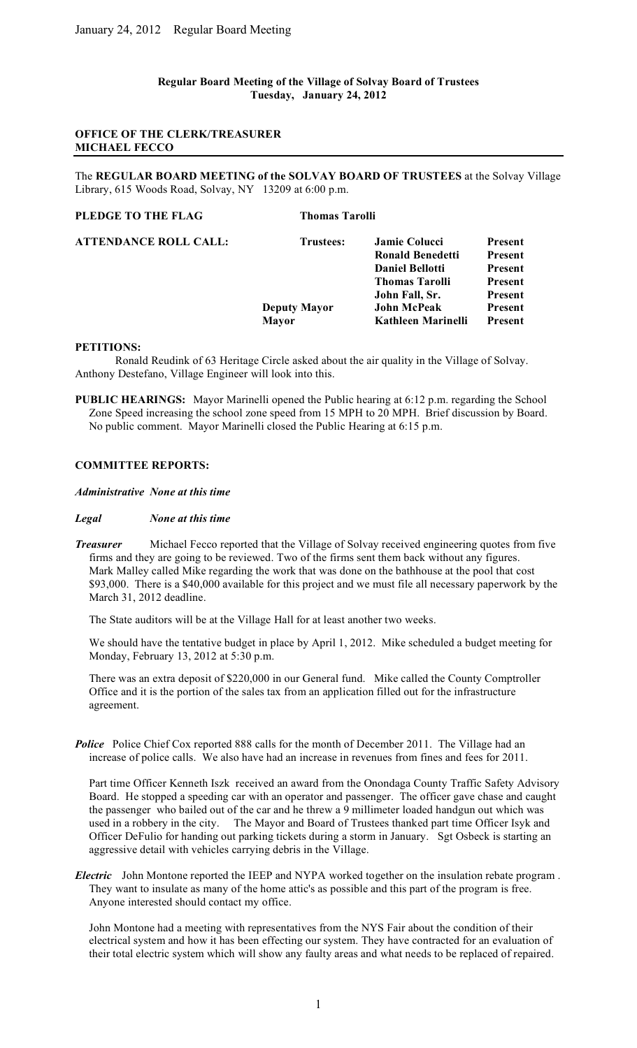**Regular Board Meeting of the Village of Solvay Board of Trustees**
**Tuesday, January 24, 2012**

**OFFICE OF THE CLERK/TREASURER**
**MICHAEL FECCO**

The **REGULAR BOARD MEETING of the SOLVAY BOARD OF TRUSTEES** at the Solvay Village Library, 615 Woods Road, Solvay, NY 13209 at 6:00 p.m.

**PLEDGE TO THE FLAG** **Thomas Tarolli**

| **ATTENDANCE ROLL CALL:** | **Trustees:** | **Jamie Colucci** | **Present** |
|---|---|---|---|
| | | **Ronald Benedetti** | **Present** |
| | | **Daniel Bellotti** | **Present** |
| | | **Thomas Tarolli** | **Present** |
| | | **John Fall, Sr.** | **Present** |
| | **Deputy Mayor** | **John McPeak** | **Present** |
| | **Mayor** | **Kathleen Marinelli** | **Present** |

**PETITIONS:**

Ronald Reudink of 63 Heritage Circle asked about the air quality in the Village of Solvay. Anthony Destefano, Village Engineer will look into this.

**PUBLIC HEARINGS:** Mayor Marinelli opened the Public hearing at 6:12 p.m. regarding the School Zone Speed increasing the school zone speed from 15 MPH to 20 MPH. Brief discussion by Board. No public comment. Mayor Marinelli closed the Public Hearing at 6:15 p.m.

**COMMITTEE REPORTS:**

***Administrative*** ***None at this time***

***Legal*** ***None at this time***

***Treasurer*** Michael Fecco reported that the Village of Solvay received engineering quotes from five firms and they are going to be reviewed. Two of the firms sent them back without any figures. Mark Malley called Mike regarding the work that was done on the bathhouse at the pool that cost $93,000. There is a $40,000 available for this project and we must file all necessary paperwork by the March 31, 2012 deadline.

The State auditors will be at the Village Hall for at least another two weeks.

We should have the tentative budget in place by April 1, 2012. Mike scheduled a budget meeting for Monday, February 13, 2012 at 5:30 p.m.

There was an extra deposit of $220,000 in our General fund. Mike called the County Comptroller Office and it is the portion of the sales tax from an application filled out for the infrastructure agreement.

***Police*** Police Chief Cox reported 888 calls for the month of December 2011. The Village had an increase of police calls. We also have had an increase in revenues from fines and fees for 2011.

Part time Officer Kenneth Iszk received an award from the Onondaga County Traffic Safety Advisory Board. He stopped a speeding car with an operator and passenger. The officer gave chase and caught the passenger who bailed out of the car and he threw a 9 millimeter loaded handgun out which was used in a robbery in the city. The Mayor and Board of Trustees thanked part time Officer Isyk and Officer DeFulio for handing out parking tickets during a storm in January. Sgt Osbeck is starting an aggressive detail with vehicles carrying debris in the Village.

***Electric*** John Montone reported the IEEP and NYPA worked together on the insulation rebate program . They want to insulate as many of the home attic's as possible and this part of the program is free. Anyone interested should contact my office.

John Montone had a meeting with representatives from the NYS Fair about the condition of their electrical system and how it has been effecting our system. They have contracted for an evaluation of their total electric system which will show any faulty areas and what needs to be replaced of repaired.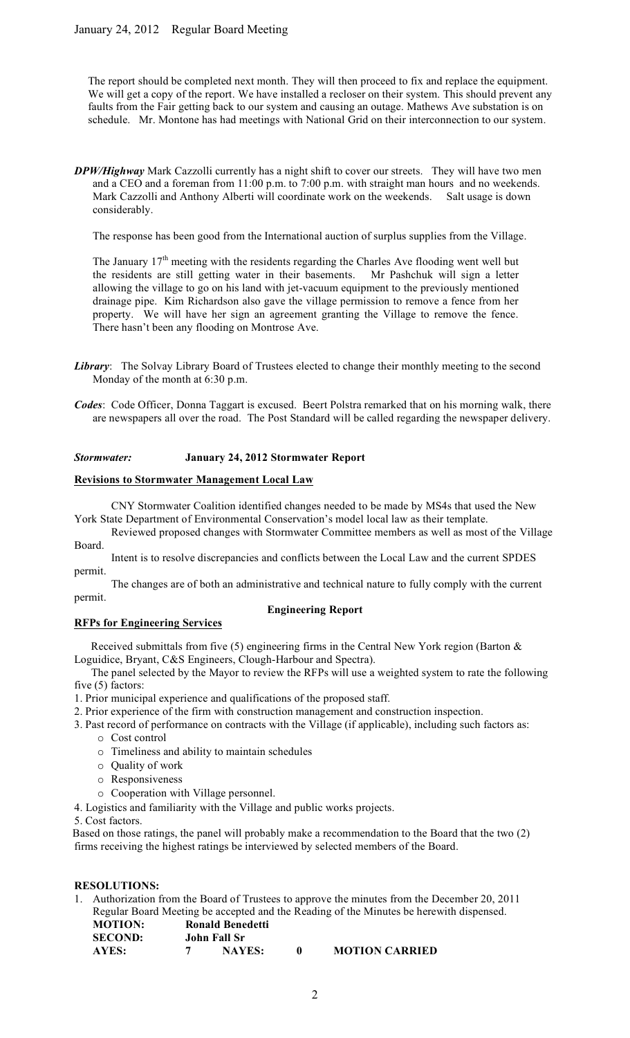The report should be completed next month. They will then proceed to fix and replace the equipment. We will get a copy of the report. We have installed a recloser on their system. This should prevent any faults from the Fair getting back to our system and causing an outage. Mathews Ave substation is on schedule. Mr. Montone has had meetings with National Grid on their interconnection to our system.

***DPW/Highway*** Mark Cazzolli currently has a night shift to cover our streets. They will have two men and a CEO and a foreman from 11:00 p.m. to 7:00 p.m. with straight man hours and no weekends. Mark Cazzolli and Anthony Alberti will coordinate work on the weekends. Salt usage is down considerably.

The response has been good from the International auction of surplus supplies from the Village.

The January 17th meeting with the residents regarding the Charles Ave flooding went well but the residents are still getting water in their basements. Mr Pashchuk will sign a letter allowing the village to go on his land with jet-vacuum equipment to the previously mentioned drainage pipe. Kim Richardson also gave the village permission to remove a fence from her property. We will have her sign an agreement granting the Village to remove the fence. There hasn't been any flooding on Montrose Ave.

***Library***: The Solvay Library Board of Trustees elected to change their monthly meeting to the second Monday of the month at 6:30 p.m.

***Codes***: Code Officer, Donna Taggart is excused. Beert Polstra remarked that on his morning walk, there are newspapers all over the road. The Post Standard will be called regarding the newspaper delivery.

***Stormwater:*** **January 24, 2012 Stormwater Report**

**Revisions to Stormwater Management Local Law**

CNY Stormwater Coalition identified changes needed to be made by MS4s that used the New York State Department of Environmental Conservation's model local law as their template.

Reviewed proposed changes with Stormwater Committee members as well as most of the Village Board.

Intent is to resolve discrepancies and conflicts between the Local Law and the current SPDES permit.

The changes are of both an administrative and technical nature to fully comply with the current permit.

**Engineering Report**

**RFPs for Engineering Services**

Received submittals from five (5) engineering firms in the Central New York region (Barton & Loguidice, Bryant, C&S Engineers, Clough-Harbour and Spectra).

The panel selected by the Mayor to review the RFPs will use a weighted system to rate the following five (5) factors:

1. Prior municipal experience and qualifications of the proposed staff.
2. Prior experience of the firm with construction management and construction inspection.
3. Past record of performance on contracts with the Village (if applicable), including such factors as:
   - Cost control
   - Timeliness and ability to maintain schedules
   - Quality of work
   - Responsiveness
   - Cooperation with Village personnel.
4. Logistics and familiarity with the Village and public works projects.
5. Cost factors.

Based on those ratings, the panel will probably make a recommendation to the Board that the two (2) firms receiving the highest ratings be interviewed by selected members of the Board.

**RESOLUTIONS:**

1. Authorization from the Board of Trustees to approve the minutes from the December 20, 2011 Regular Board Meeting be accepted and the Reading of the Minutes be herewith dispensed.

**MOTION:** **Ronald Benedetti**
**SECOND:** **John Fall Sr**
**AYES:** **7** **NAYES:** **0** **MOTION CARRIED**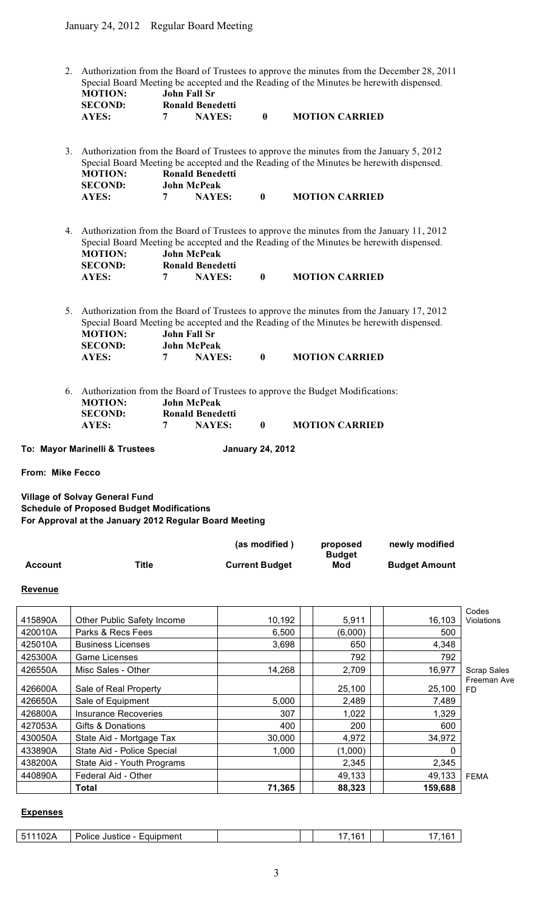January 24, 2012 Regular Board Meeting

2. Authorization from the Board of Trustees to approve the minutes from the December 28, 2011 Special Board Meeting be accepted and the Reading of the Minutes be herewith dispensed.

   **MOTION:** **John Fall Sr**
   **SECOND:** **Ronald Benedetti**
   **AYES:** **7** **NAYES:** **0** **MOTION CARRIED**

3. Authorization from the Board of Trustees to approve the minutes from the January 5, 2012 Special Board Meeting be accepted and the Reading of the Minutes be herewith dispensed.

   **MOTION:** **Ronald Benedetti**
   **SECOND:** **John McPeak**
   **AYES:** **7** **NAYES:** **0** **MOTION CARRIED**

4. Authorization from the Board of Trustees to approve the minutes from the January 11, 2012 Special Board Meeting be accepted and the Reading of the Minutes be herewith dispensed.

   **MOTION:** **John McPeak**
   **SECOND:** **Ronald Benedetti**
   **AYES:** **7** **NAYES:** **0** **MOTION CARRIED**

5. Authorization from the Board of Trustees to approve the minutes from the January 17, 2012 Special Board Meeting be accepted and the Reading of the Minutes be herewith dispensed.

   **MOTION:** **John Fall Sr**
   **SECOND:** **John McPeak**
   **AYES:** **7** **NAYES:** **0** **MOTION CARRIED**

6. Authorization from the Board of Trustees to approve the Budget Modifications:

   **MOTION:** **John McPeak**
   **SECOND:** **Ronald Benedetti**
   **AYES:** **7** **NAYES:** **0** **MOTION CARRIED**

**To: Mayor Marinelli & Trustees** **January 24, 2012**

**From: Mike Fecco**

**Village of Solvay General Fund**
**Schedule of Proposed Budget Modifications**
**For Approval at the January 2012 Regular Board Meeting**

**Revenue**

| Account | Title | (as modified) Current Budget | proposed Budget Mod | newly modified Budget Amount | |
|---|---|---|---|---|---|
| 415890A | Other Public Safety Income | 10,192 | 5,911 | 16,103 | Codes Violations |
| 420010A | Parks & Recs Fees | 6,500 | (6,000) | 500 | |
| 425010A | Business Licenses | 3,698 | 650 | 4,348 | |
| 425300A | Game Licenses | | 792 | 792 | |
| 426550A | Misc Sales - Other | 14,268 | 2,709 | 16,977 | Scrap Sales |
| 426600A | Sale of Real Property | | 25,100 | 25,100 | Freeman Ave FD |
| 426650A | Sale of Equipment | 5,000 | 2,489 | 7,489 | |
| 426800A | Insurance Recoveries | 307 | 1,022 | 1,329 | |
| 427053A | Gifts & Donations | 400 | 200 | 600 | |
| 430050A | State Aid - Mortgage Tax | 30,000 | 4,972 | 34,972 | |
| 433890A | State Aid - Police Special | 1,000 | (1,000) | 0 | |
| 438200A | State Aid - Youth Programs | | 2,345 | 2,345 | |
| 440890A | Federal Aid - Other | | 49,133 | 49,133 | FEMA |
| | **Total** | **71,365** | **88,323** | **159,688** | |

**Expenses**

| Account | Title | (as modified) Current Budget | proposed Budget Mod | newly modified Budget Amount |
|---|---|---|---|---|
| 511102A | Police Justice - Equipment | | 17,161 | 17,161 |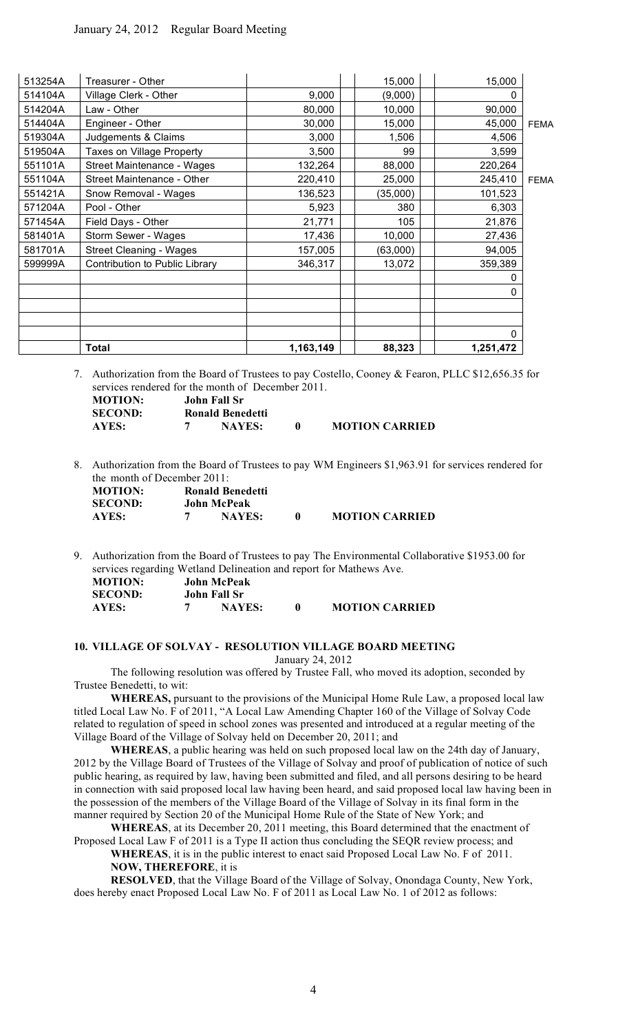| | | | | | |
|---|---|---|---|---|---|
| 513254A | Treasurer - Other | | 15,000 | 15,000 | |
| 514104A | Village Clerk - Other | 9,000 | (9,000) | 0 | |
| 514204A | Law - Other | 80,000 | 10,000 | 90,000 | |
| 514404A | Engineer - Other | 30,000 | 15,000 | 45,000 | FEMA |
| 519304A | Judgements & Claims | 3,000 | 1,506 | 4,506 | |
| 519504A | Taxes on Village Property | 3,500 | 99 | 3,599 | |
| 551101A | Street Maintenance - Wages | 132,264 | 88,000 | 220,264 | |
| 551104A | Street Maintenance - Other | 220,410 | 25,000 | 245,410 | FEMA |
| 551421A | Snow Removal - Wages | 136,523 | (35,000) | 101,523 | |
| 571204A | Pool - Other | 5,923 | 380 | 6,303 | |
| 571454A | Field Days - Other | 21,771 | 105 | 21,876 | |
| 581401A | Storm Sewer - Wages | 17,436 | 10,000 | 27,436 | |
| 581701A | Street Cleaning - Wages | 157,005 | (63,000) | 94,005 | |
| 599999A | Contribution to Public Library | 346,317 | 13,072 | 359,389 | |
| | | | | 0 | |
| | | | | 0 | |
| | | | | | |
| | | | | | |
| | | | | 0 | |
| | **Total** | **1,163,149** | **88,323** | **1,251,472** | |

7. Authorization from the Board of Trustees to pay Costello, Cooney & Fearon, PLLC $12,656.35 for services rendered for the month of December 2011.

**MOTION:** **John Fall Sr**
**SECOND:** **Ronald Benedetti**
**AYES:** **7** **NAYES:** **0** **MOTION CARRIED**

8. Authorization from the Board of Trustees to pay WM Engineers $1,963.91 for services rendered for the month of December 2011:

**MOTION:** **Ronald Benedetti**
**SECOND:** **John McPeak**
**AYES:** **7** **NAYES:** **0** **MOTION CARRIED**

9. Authorization from the Board of Trustees to pay The Environmental Collaborative $1953.00 for services regarding Wetland Delineation and report for Mathews Ave.

**MOTION:** **John McPeak**
**SECOND:** **John Fall Sr**
**AYES:** **7** **NAYES:** **0** **MOTION CARRIED**

**10. VILLAGE OF SOLVAY - RESOLUTION VILLAGE BOARD MEETING**

January 24, 2012

The following resolution was offered by Trustee Fall, who moved its adoption, seconded by Trustee Benedetti, to wit:

**WHEREAS,** pursuant to the provisions of the Municipal Home Rule Law, a proposed local law titled Local Law No. F of 2011, "A Local Law Amending Chapter 160 of the Village of Solvay Code related to regulation of speed in school zones was presented and introduced at a regular meeting of the Village Board of the Village of Solvay held on December 20, 2011; and

**WHEREAS**, a public hearing was held on such proposed local law on the 24th day of January, 2012 by the Village Board of Trustees of the Village of Solvay and proof of publication of notice of such public hearing, as required by law, having been submitted and filed, and all persons desiring to be heard in connection with said proposed local law having been heard, and said proposed local law having been in the possession of the members of the Village Board of the Village of Solvay in its final form in the manner required by Section 20 of the Municipal Home Rule of the State of New York; and

**WHEREAS**, at its December 20, 2011 meeting, this Board determined that the enactment of Proposed Local Law F of 2011 is a Type II action thus concluding the SEQR review process; and

**WHEREAS**, it is in the public interest to enact said Proposed Local Law No. F of 2011.

**NOW, THEREFORE**, it is

**RESOLVED**, that the Village Board of the Village of Solvay, Onondaga County, New York, does hereby enact Proposed Local Law No. F of 2011 as Local Law No. 1 of 2012 as follows: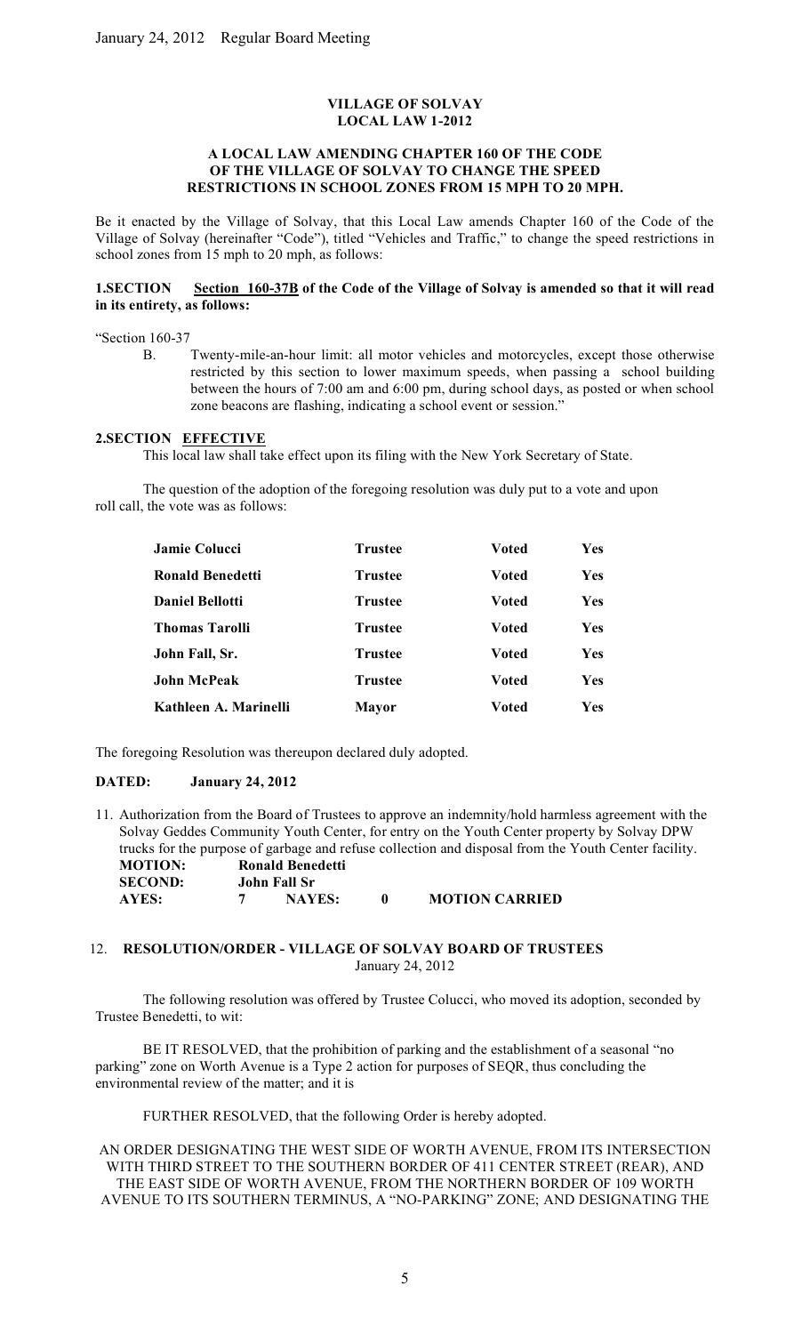**VILLAGE OF SOLVAY**
**LOCAL LAW 1-2012**

**A LOCAL LAW AMENDING CHAPTER 160 OF THE CODE OF THE VILLAGE OF SOLVAY TO CHANGE THE SPEED RESTRICTIONS IN SCHOOL ZONES FROM 15 MPH TO 20 MPH.**

Be it enacted by the Village of Solvay, that this Local Law amends Chapter 160 of the Code of the Village of Solvay (hereinafter "Code"), titled "Vehicles and Traffic," to change the speed restrictions in school zones from 15 mph to 20 mph, as follows:

**1.SECTION** **Section 160-37B of the Code of the Village of Solvay is amended so that it will read in its entirety, as follows:**

"Section 160-37

B. Twenty-mile-an-hour limit: all motor vehicles and motorcycles, except those otherwise restricted by this section to lower maximum speeds, when passing a school building between the hours of 7:00 am and 6:00 pm, during school days, as posted or when school zone beacons are flashing, indicating a school event or session."

**2.SECTION** **EFFECTIVE**

This local law shall take effect upon its filing with the New York Secretary of State.

The question of the adoption of the foregoing resolution was duly put to a vote and upon roll call, the vote was as follows:

| | | | |
|---|---|---|---|
| **Jamie Colucci** | **Trustee** | **Voted** | **Yes** |
| **Ronald Benedetti** | **Trustee** | **Voted** | **Yes** |
| **Daniel Bellotti** | **Trustee** | **Voted** | **Yes** |
| **Thomas Tarolli** | **Trustee** | **Voted** | **Yes** |
| **John Fall, Sr.** | **Trustee** | **Voted** | **Yes** |
| **John McPeak** | **Trustee** | **Voted** | **Yes** |
| **Kathleen A. Marinelli** | **Mayor** | **Voted** | **Yes** |

The foregoing Resolution was thereupon declared duly adopted.

**DATED:** **January 24, 2012**

11. Authorization from the Board of Trustees to approve an indemnity/hold harmless agreement with the Solvay Geddes Community Youth Center, for entry on the Youth Center property by Solvay DPW trucks for the purpose of garbage and refuse collection and disposal from the Youth Center facility.

**MOTION:** **Ronald Benedetti**
**SECOND:** **John Fall Sr**
**AYES:** **7** **NAYES:** **0** **MOTION CARRIED**

12. **RESOLUTION/ORDER - VILLAGE OF SOLVAY BOARD OF TRUSTEES**
January 24, 2012

The following resolution was offered by Trustee Colucci, who moved its adoption, seconded by Trustee Benedetti, to wit:

BE IT RESOLVED, that the prohibition of parking and the establishment of a seasonal "no parking" zone on Worth Avenue is a Type 2 action for purposes of SEQR, thus concluding the environmental review of the matter; and it is

FURTHER RESOLVED, that the following Order is hereby adopted.

AN ORDER DESIGNATING THE WEST SIDE OF WORTH AVENUE, FROM ITS INTERSECTION WITH THIRD STREET TO THE SOUTHERN BORDER OF 411 CENTER STREET (REAR), AND THE EAST SIDE OF WORTH AVENUE, FROM THE NORTHERN BORDER OF 109 WORTH AVENUE TO ITS SOUTHERN TERMINUS, A "NO-PARKING" ZONE; AND DESIGNATING THE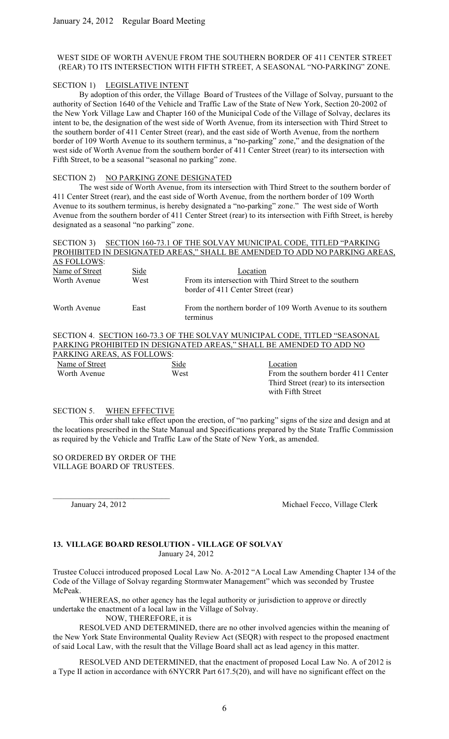WEST SIDE OF WORTH AVENUE FROM THE SOUTHERN BORDER OF 411 CENTER STREET (REAR) TO ITS INTERSECTION WITH FIFTH STREET, A SEASONAL "NO-PARKING" ZONE.

SECTION 1) LEGISLATIVE INTENT

By adoption of this order, the Village Board of Trustees of the Village of Solvay, pursuant to the authority of Section 1640 of the Vehicle and Traffic Law of the State of New York, Section 20-2002 of the New York Village Law and Chapter 160 of the Municipal Code of the Village of Solvay, declares its intent to be, the designation of the west side of Worth Avenue, from its intersection with Third Street to the southern border of 411 Center Street (rear), and the east side of Worth Avenue, from the northern border of 109 Worth Avenue to its southern terminus, a "no-parking" zone," and the designation of the west side of Worth Avenue from the southern border of 411 Center Street (rear) to its intersection with Fifth Street, to be a seasonal "seasonal no parking" zone.

SECTION 2) NO PARKING ZONE DESIGNATED

The west side of Worth Avenue, from its intersection with Third Street to the southern border of 411 Center Street (rear), and the east side of Worth Avenue, from the northern border of 109 Worth Avenue to its southern terminus, is hereby designated a "no-parking" zone." The west side of Worth Avenue from the southern border of 411 Center Street (rear) to its intersection with Fifth Street, is hereby designated as a seasonal "no parking" zone.

SECTION 3) SECTION 160-73.1 OF THE SOLVAY MUNICIPAL CODE, TITLED "PARKING PROHIBITED IN DESIGNATED AREAS," SHALL BE AMENDED TO ADD NO PARKING AREAS, AS FOLLOWS:

| Name of Street | Side | Location |
|---|---|---|
| Worth Avenue | West | From its intersection with Third Street to the southern border of 411 Center Street (rear) |
| Worth Avenue | East | From the northern border of 109 Worth Avenue to its southern terminus |

SECTION 4. SECTION 160-73.3 OF THE SOLVAY MUNICIPAL CODE, TITLED "SEASONAL PARKING PROHIBITED IN DESIGNATED AREAS," SHALL BE AMENDED TO ADD NO PARKING AREAS, AS FOLLOWS:

| Name of Street | Side | Location |
|---|---|---|
| Worth Avenue | West | From the southern border 411 Center Third Street (rear) to its intersection with Fifth Street |

SECTION 5. WHEN EFFECTIVE

This order shall take effect upon the erection, of "no parking" signs of the size and design and at the locations prescribed in the State Manual and Specifications prepared by the State Traffic Commission as required by the Vehicle and Traffic Law of the State of New York, as amended.

SO ORDERED BY ORDER OF THE VILLAGE BOARD OF TRUSTEES.

______________________________

January 24, 2012 Michael Fecco, Village Clerk

**13. VILLAGE BOARD RESOLUTION - VILLAGE OF SOLVAY**
January 24, 2012

Trustee Colucci introduced proposed Local Law No. A-2012 "A Local Law Amending Chapter 134 of the Code of the Village of Solvay regarding Stormwater Management" which was seconded by Trustee McPeak.

WHEREAS, no other agency has the legal authority or jurisdiction to approve or directly undertake the enactment of a local law in the Village of Solvay.

NOW, THEREFORE, it is

RESOLVED AND DETERMINED, there are no other involved agencies within the meaning of the New York State Environmental Quality Review Act (SEQR) with respect to the proposed enactment of said Local Law, with the result that the Village Board shall act as lead agency in this matter.

RESOLVED AND DETERMINED, that the enactment of proposed Local Law No. A of 2012 is a Type II action in accordance with 6NYCRR Part 617.5(20), and will have no significant effect on the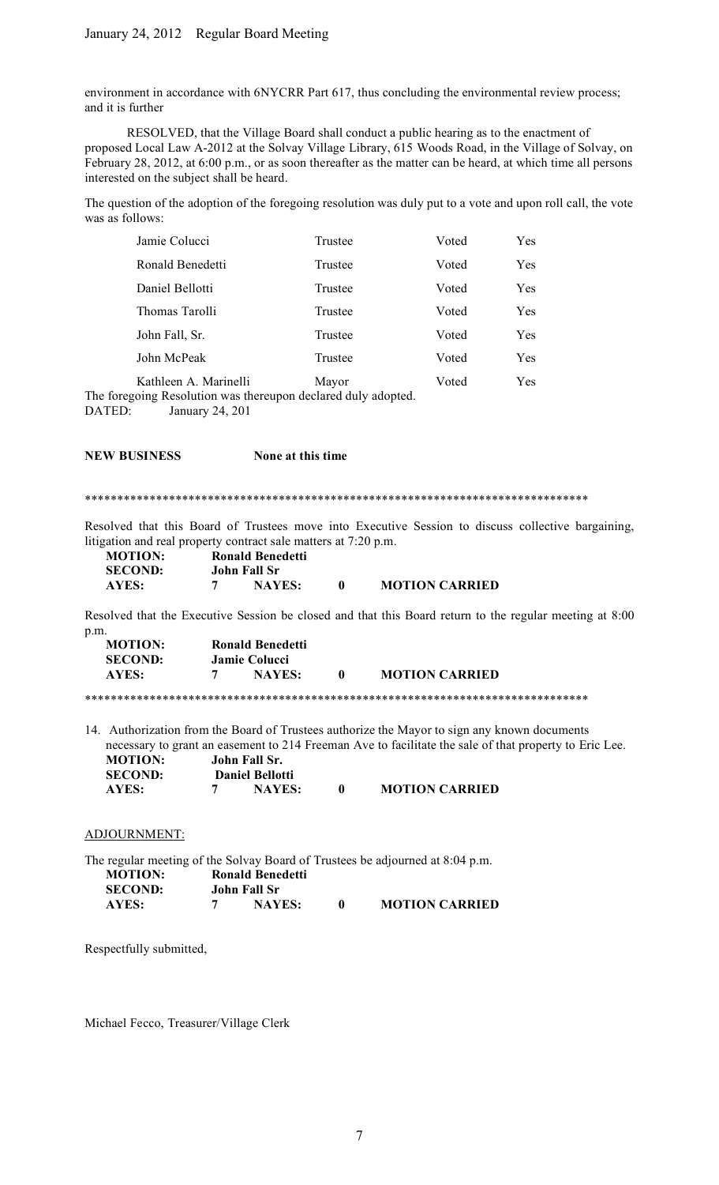environment in accordance with 6NYCRR Part 617, thus concluding the environmental review process; and it is further

RESOLVED, that the Village Board shall conduct a public hearing as to the enactment of proposed Local Law A-2012 at the Solvay Village Library, 615 Woods Road, in the Village of Solvay, on February 28, 2012, at 6:00 p.m., or as soon thereafter as the matter can be heard, at which time all persons interested on the subject shall be heard.

The question of the adoption of the foregoing resolution was duly put to a vote and upon roll call, the vote was as follows:

| | | | |
|---|---|---|---|
| Jamie Colucci | Trustee | Voted | Yes |
| Ronald Benedetti | Trustee | Voted | Yes |
| Daniel Bellotti | Trustee | Voted | Yes |
| Thomas Tarolli | Trustee | Voted | Yes |
| John Fall, Sr. | Trustee | Voted | Yes |
| John McPeak | Trustee | Voted | Yes |
| Kathleen A. Marinelli | Mayor | Voted | Yes |

The foregoing Resolution was thereupon declared duly adopted.
DATED: January 24, 201

**NEW BUSINESS** **None at this time**

******************************************************************************

Resolved that this Board of Trustees move into Executive Session to discuss collective bargaining, litigation and real property contract sale matters at 7:20 p.m.

**MOTION:** **Ronald Benedetti**
**SECOND:** **John Fall Sr**
**AYES:** **7** **NAYES:** **0** **MOTION CARRIED**

Resolved that the Executive Session be closed and that this Board return to the regular meeting at 8:00 p.m.

**MOTION:** **Ronald Benedetti**
**SECOND:** **Jamie Colucci**
**AYES:** **7** **NAYES:** **0** **MOTION CARRIED**

******************************************************************************

14. Authorization from the Board of Trustees authorize the Mayor to sign any known documents necessary to grant an easement to 214 Freeman Ave to facilitate the sale of that property to Eric Lee.

**MOTION:** **John Fall Sr.**
**SECOND:** **Daniel Bellotti**
**AYES:** **7** **NAYES:** **0** **MOTION CARRIED**

ADJOURNMENT:

The regular meeting of the Solvay Board of Trustees be adjourned at 8:04 p.m.

**MOTION:** **Ronald Benedetti**
**SECOND:** **John Fall Sr**
**AYES:** **7** **NAYES:** **0** **MOTION CARRIED**

Respectfully submitted,

Michael Fecco, Treasurer/Village Clerk